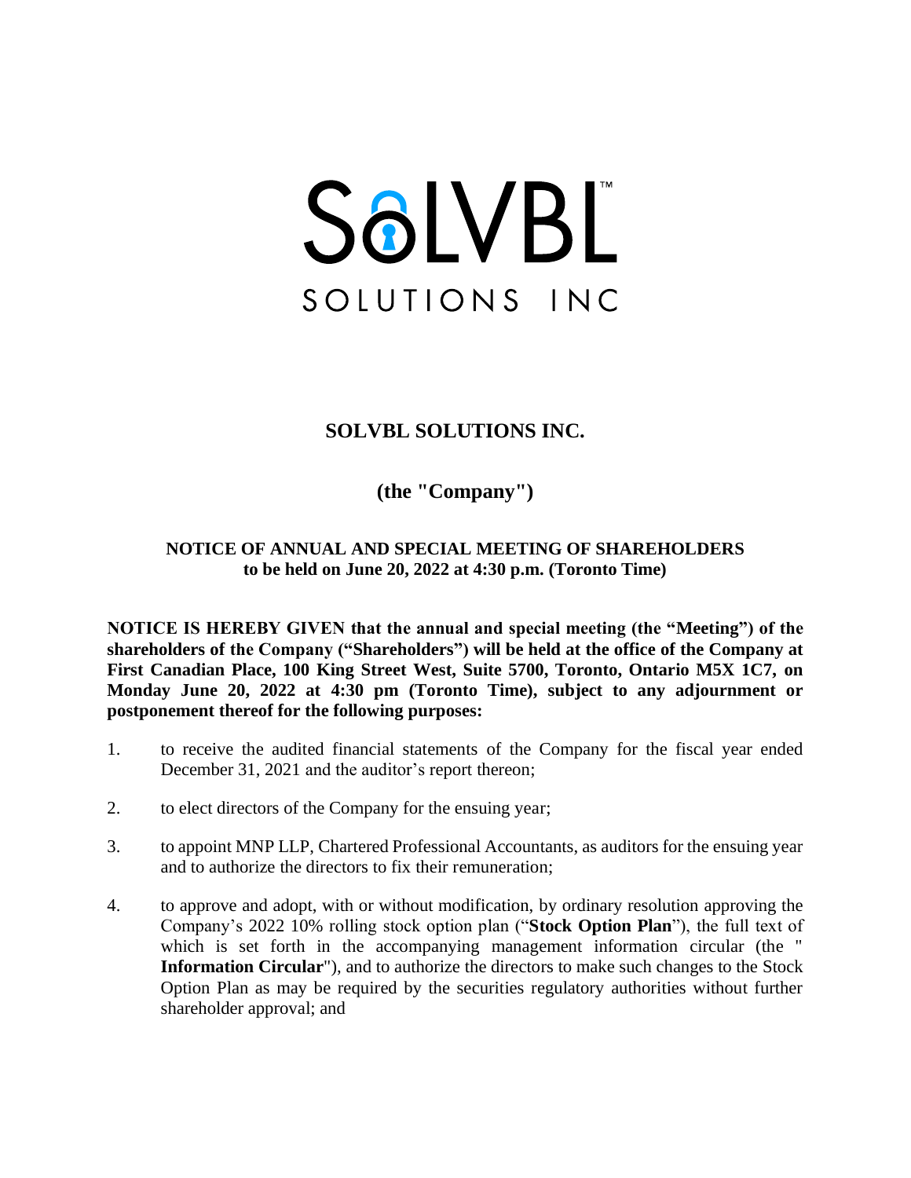# SOLVBL SOLUTIONS INC.

## (the "Company")

### NOTICE OF ANNUAL AND SPECIAL MEETING OF SHAREHOLDERS
### to be held on June 20, 2022 at 4:30 p.m. (Toronto Time)

**NOTICE IS HEREBY GIVEN that the annual and special meeting (the "Meeting") of the shareholders of the Company ("Shareholders") will be held at the office of the Company at First Canadian Place, 100 King Street West, Suite 5700, Toronto, Ontario M5X 1C7, on Monday June 20, 2022 at 4:30 pm (Toronto Time), subject to any adjournment or postponement thereof for the following purposes:**

1. to receive the audited financial statements of the Company for the fiscal year ended December 31, 2021 and the auditor's report thereon;

2. to elect directors of the Company for the ensuing year;

3. to appoint MNP LLP, Chartered Professional Accountants, as auditors for the ensuing year and to authorize the directors to fix their remuneration;

4. to approve and adopt, with or without modification, by ordinary resolution approving the Company's 2022 10% rolling stock option plan ("**Stock Option Plan**"), the full text of which is set forth in the accompanying management information circular (the "**Information Circular**"), and to authorize the directors to make such changes to the Stock Option Plan as may be required by the securities regulatory authorities without further shareholder approval; and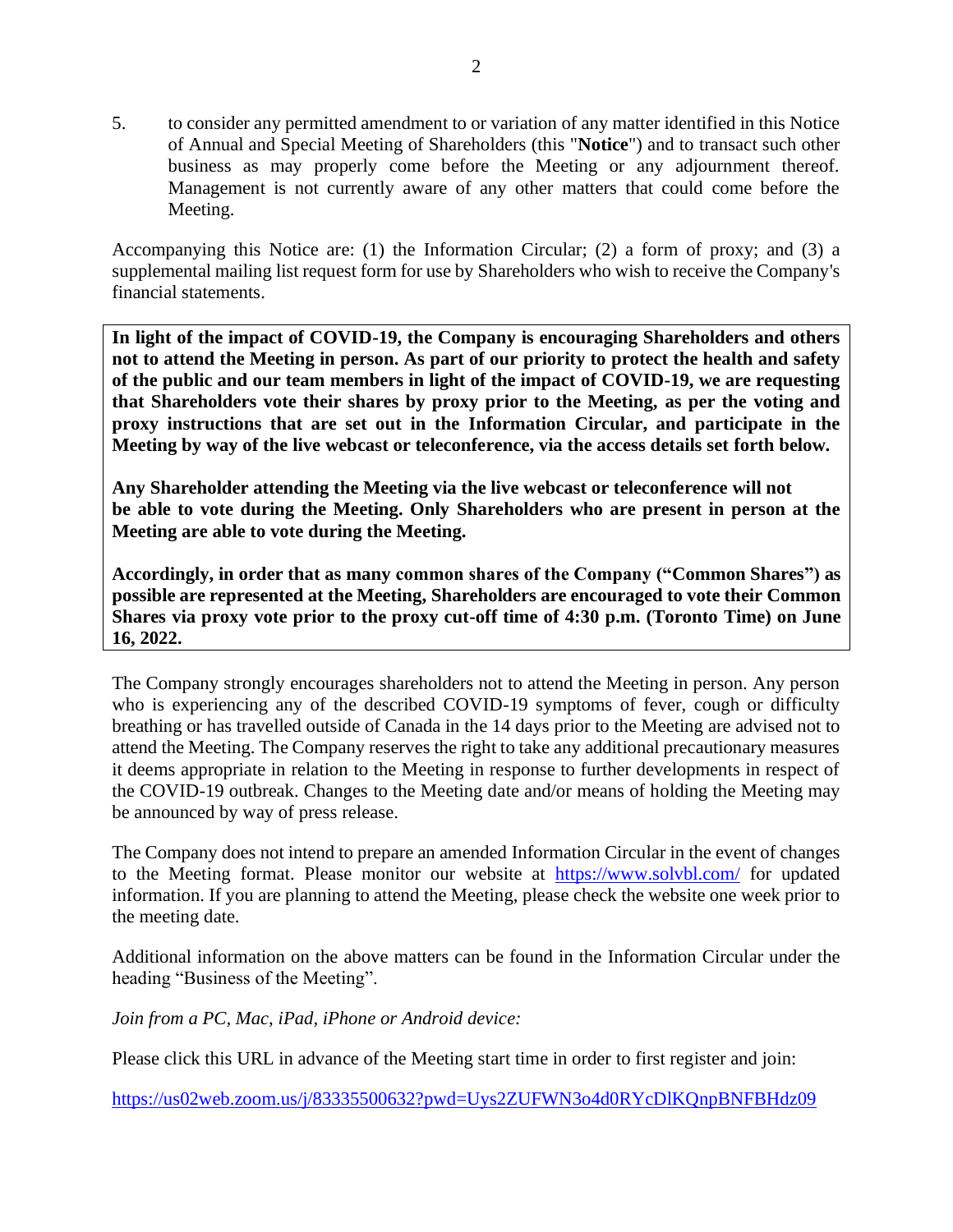5. to consider any permitted amendment to or variation of any matter identified in this Notice of Annual and Special Meeting of Shareholders (this "**Notice**") and to transact such other business as may properly come before the Meeting or any adjournment thereof. Management is not currently aware of any other matters that could come before the Meeting.

Accompanying this Notice are: (1) the Information Circular; (2) a form of proxy; and (3) a supplemental mailing list request form for use by Shareholders who wish to receive the Company's financial statements.

**In light of the impact of COVID-19, the Company is encouraging Shareholders and others not to attend the Meeting in person. As part of our priority to protect the health and safety of the public and our team members in light of the impact of COVID-19, we are requesting that Shareholders vote their shares by proxy prior to the Meeting, as per the voting and proxy instructions that are set out in the Information Circular, and participate in the Meeting by way of the live webcast or teleconference, via the access details set forth below.**

**Any Shareholder attending the Meeting via the live webcast or teleconference will not be able to vote during the Meeting. Only Shareholders who are present in person at the Meeting are able to vote during the Meeting.**

**Accordingly, in order that as many common shares of the Company ("Common Shares") as possible are represented at the Meeting, Shareholders are encouraged to vote their Common Shares via proxy vote prior to the proxy cut-off time of 4:30 p.m. (Toronto Time) on June 16, 2022.**

The Company strongly encourages shareholders not to attend the Meeting in person. Any person who is experiencing any of the described COVID-19 symptoms of fever, cough or difficulty breathing or has travelled outside of Canada in the 14 days prior to the Meeting are advised not to attend the Meeting. The Company reserves the right to take any additional precautionary measures it deems appropriate in relation to the Meeting in response to further developments in respect of the COVID-19 outbreak. Changes to the Meeting date and/or means of holding the Meeting may be announced by way of press release.

The Company does not intend to prepare an amended Information Circular in the event of changes to the Meeting format. Please monitor our website at https://www.solvbl.com/ for updated information. If you are planning to attend the Meeting, please check the website one week prior to the meeting date.

Additional information on the above matters can be found in the Information Circular under the heading "Business of the Meeting".

*Join from a PC, Mac, iPad, iPhone or Android device:*

Please click this URL in advance of the Meeting start time in order to first register and join:

https://us02web.zoom.us/j/83335500632?pwd=Uys2ZUFWN3o4d0RYcDlKQnpBNFBHdz09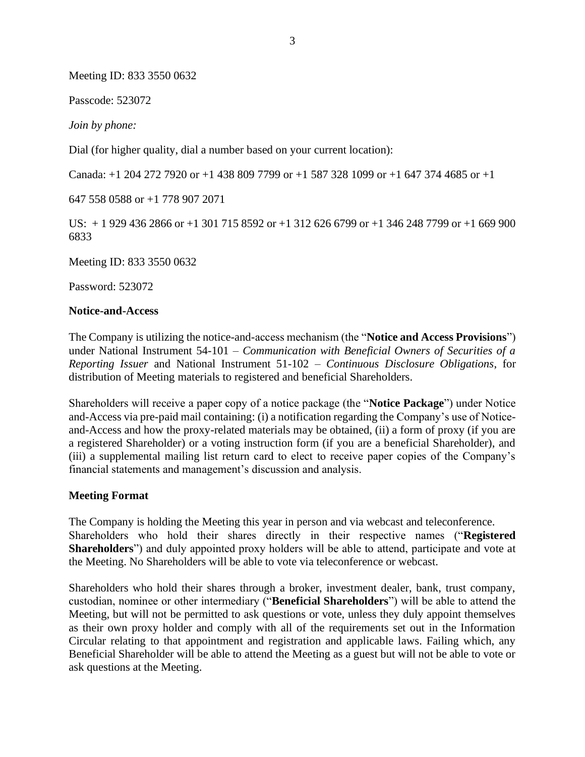Meeting ID: 833 3550 0632

Passcode: 523072

*Join by phone:*

Dial (for higher quality, dial a number based on your current location):

Canada: +1 204 272 7920 or +1 438 809 7799 or +1 587 328 1099 or +1 647 374 4685 or +1 647 558 0588 or +1 778 907 2071

US: + 1 929 436 2866 or +1 301 715 8592 or +1 312 626 6799 or +1 346 248 7799 or +1 669 900 6833

Meeting ID: 833 3550 0632

Password: 523072

**Notice-and-Access**

The Company is utilizing the notice-and-access mechanism (the "**Notice and Access Provisions**") under National Instrument 54-101 – *Communication with Beneficial Owners of Securities of a Reporting Issuer* and National Instrument 51-102 – *Continuous Disclosure Obligations*, for distribution of Meeting materials to registered and beneficial Shareholders.

Shareholders will receive a paper copy of a notice package (the "**Notice Package**") under Notice and-Access via pre-paid mail containing: (i) a notification regarding the Company's use of Notice-and-Access and how the proxy-related materials may be obtained, (ii) a form of proxy (if you are a registered Shareholder) or a voting instruction form (if you are a beneficial Shareholder), and (iii) a supplemental mailing list return card to elect to receive paper copies of the Company's financial statements and management's discussion and analysis.

**Meeting Format**

The Company is holding the Meeting this year in person and via webcast and teleconference. Shareholders who hold their shares directly in their respective names ("**Registered Shareholders**") and duly appointed proxy holders will be able to attend, participate and vote at the Meeting. No Shareholders will be able to vote via teleconference or webcast.

Shareholders who hold their shares through a broker, investment dealer, bank, trust company, custodian, nominee or other intermediary ("**Beneficial Shareholders**") will be able to attend the Meeting, but will not be permitted to ask questions or vote, unless they duly appoint themselves as their own proxy holder and comply with all of the requirements set out in the Information Circular relating to that appointment and registration and applicable laws. Failing which, any Beneficial Shareholder will be able to attend the Meeting as a guest but will not be able to vote or ask questions at the Meeting.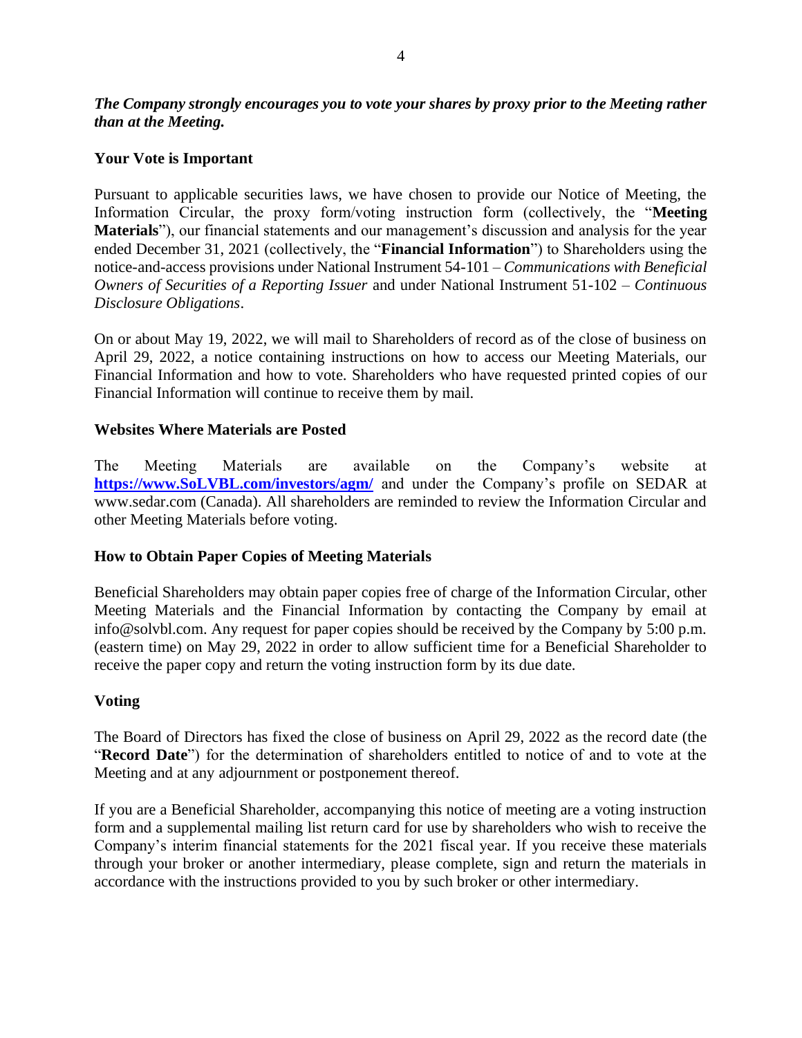***The Company strongly encourages you to vote your shares by proxy prior to the Meeting rather than at the Meeting.***

**Your Vote is Important**

Pursuant to applicable securities laws, we have chosen to provide our Notice of Meeting, the Information Circular, the proxy form/voting instruction form (collectively, the "**Meeting Materials**"), our financial statements and our management's discussion and analysis for the year ended December 31, 2021 (collectively, the "**Financial Information**") to Shareholders using the notice-and-access provisions under National Instrument 54-101 – *Communications with Beneficial Owners of Securities of a Reporting Issuer* and under National Instrument 51-102 – *Continuous Disclosure Obligations*.

On or about May 19, 2022, we will mail to Shareholders of record as of the close of business on April 29, 2022, a notice containing instructions on how to access our Meeting Materials, our Financial Information and how to vote. Shareholders who have requested printed copies of our Financial Information will continue to receive them by mail.

**Websites Where Materials are Posted**

The Meeting Materials are available on the Company's website at **https://www.SoLVBL.com/investors/agm/** and under the Company's profile on SEDAR at www.sedar.com (Canada). All shareholders are reminded to review the Information Circular and other Meeting Materials before voting.

**How to Obtain Paper Copies of Meeting Materials**

Beneficial Shareholders may obtain paper copies free of charge of the Information Circular, other Meeting Materials and the Financial Information by contacting the Company by email at info@solvbl.com. Any request for paper copies should be received by the Company by 5:00 p.m. (eastern time) on May 29, 2022 in order to allow sufficient time for a Beneficial Shareholder to receive the paper copy and return the voting instruction form by its due date.

**Voting**

The Board of Directors has fixed the close of business on April 29, 2022 as the record date (the "**Record Date**") for the determination of shareholders entitled to notice of and to vote at the Meeting and at any adjournment or postponement thereof.

If you are a Beneficial Shareholder, accompanying this notice of meeting are a voting instruction form and a supplemental mailing list return card for use by shareholders who wish to receive the Company's interim financial statements for the 2021 fiscal year. If you receive these materials through your broker or another intermediary, please complete, sign and return the materials in accordance with the instructions provided to you by such broker or other intermediary.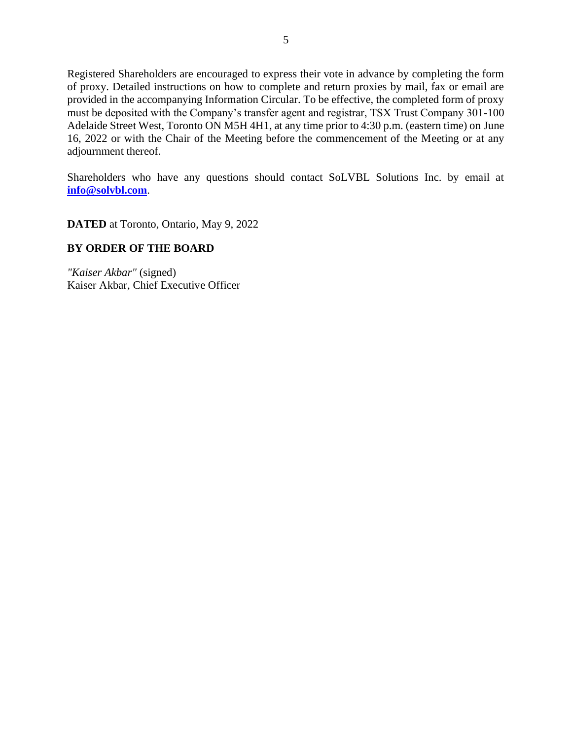Registered Shareholders are encouraged to express their vote in advance by completing the form of proxy. Detailed instructions on how to complete and return proxies by mail, fax or email are provided in the accompanying Information Circular. To be effective, the completed form of proxy must be deposited with the Company's transfer agent and registrar, TSX Trust Company 301-100 Adelaide Street West, Toronto ON M5H 4H1, at any time prior to 4:30 p.m. (eastern time) on June 16, 2022 or with the Chair of the Meeting before the commencement of the Meeting or at any adjournment thereof.

Shareholders who have any questions should contact SoLVBL Solutions Inc. by email at **info@solvbl.com**.

**DATED** at Toronto, Ontario, May 9, 2022

**BY ORDER OF THE BOARD**

*"Kaiser Akbar"* (signed)
Kaiser Akbar, Chief Executive Officer